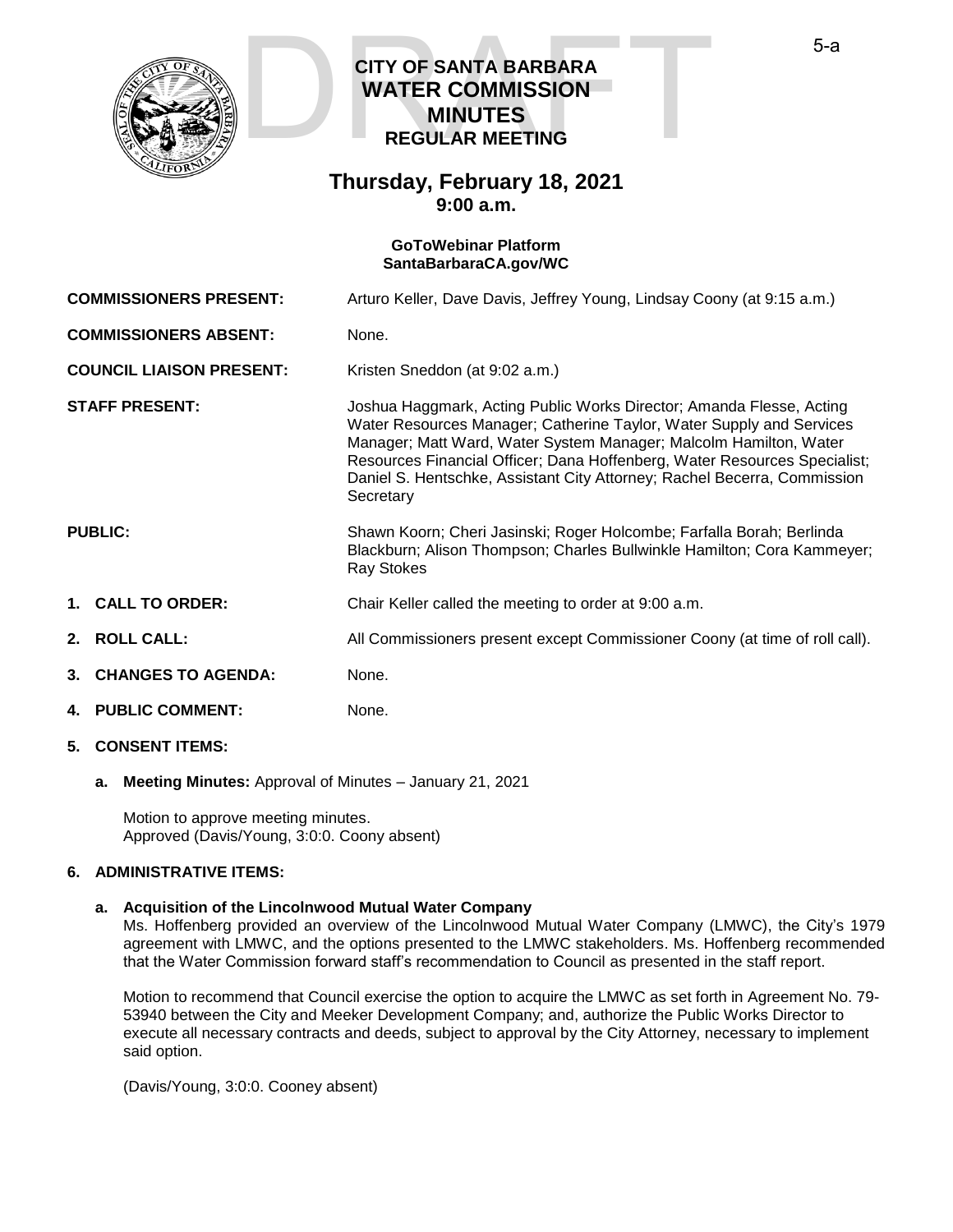# CITY OF SANTA BARBARA WATER COMMISSION MINUTES

## REGULAR MEETING

## Thursday, February 18, 2021

**9:00 a.m.**

**GoToWebinar Platform**
**SantaBarbaraCA.gov/WC**

**COMMISSIONERS PRESENT:** Arturo Keller, Dave Davis, Jeffrey Young, Lindsay Coony (at 9:15 a.m.)

**COMMISSIONERS ABSENT:** None.

**COUNCIL LIAISON PRESENT:** Kristen Sneddon (at 9:02 a.m.)

**STAFF PRESENT:** Joshua Haggmark, Acting Public Works Director; Amanda Flesse, Acting Water Resources Manager; Catherine Taylor, Water Supply and Services Manager; Matt Ward, Water System Manager; Malcolm Hamilton, Water Resources Financial Officer; Dana Hoffenberg, Water Resources Specialist; Daniel S. Hentschke, Assistant City Attorney; Rachel Becerra, Commission Secretary

**PUBLIC:** Shawn Koorn; Cheri Jasinski; Roger Holcombe; Farfalla Borah; Berlinda Blackburn; Alison Thompson; Charles Bullwinkle Hamilton; Cora Kammeyer; Ray Stokes

1. **CALL TO ORDER:** Chair Keller called the meeting to order at 9:00 a.m.
2. **ROLL CALL:** All Commissioners present except Commissioner Coony (at time of roll call).
3. **CHANGES TO AGENDA:** None.
4. **PUBLIC COMMENT:** None.
5. **CONSENT ITEMS:**

   a. **Meeting Minutes:** Approval of Minutes – January 21, 2021

   Motion to approve meeting minutes.
   Approved (Davis/Young, 3:0:0. Coony absent)

6. **ADMINISTRATIVE ITEMS:**

   a. **Acquisition of the Lincolnwood Mutual Water Company**
   Ms. Hoffenberg provided an overview of the Lincolnwood Mutual Water Company (LMWC), the City's 1979 agreement with LMWC, and the options presented to the LMWC stakeholders. Ms. Hoffenberg recommended that the Water Commission forward staff's recommendation to Council as presented in the staff report.

   Motion to recommend that Council exercise the option to acquire the LMWC as set forth in Agreement No. 79-53940 between the City and Meeker Development Company; and, authorize the Public Works Director to execute all necessary contracts and deeds, subject to approval by the City Attorney, necessary to implement said option.

   (Davis/Young, 3:0:0. Cooney absent)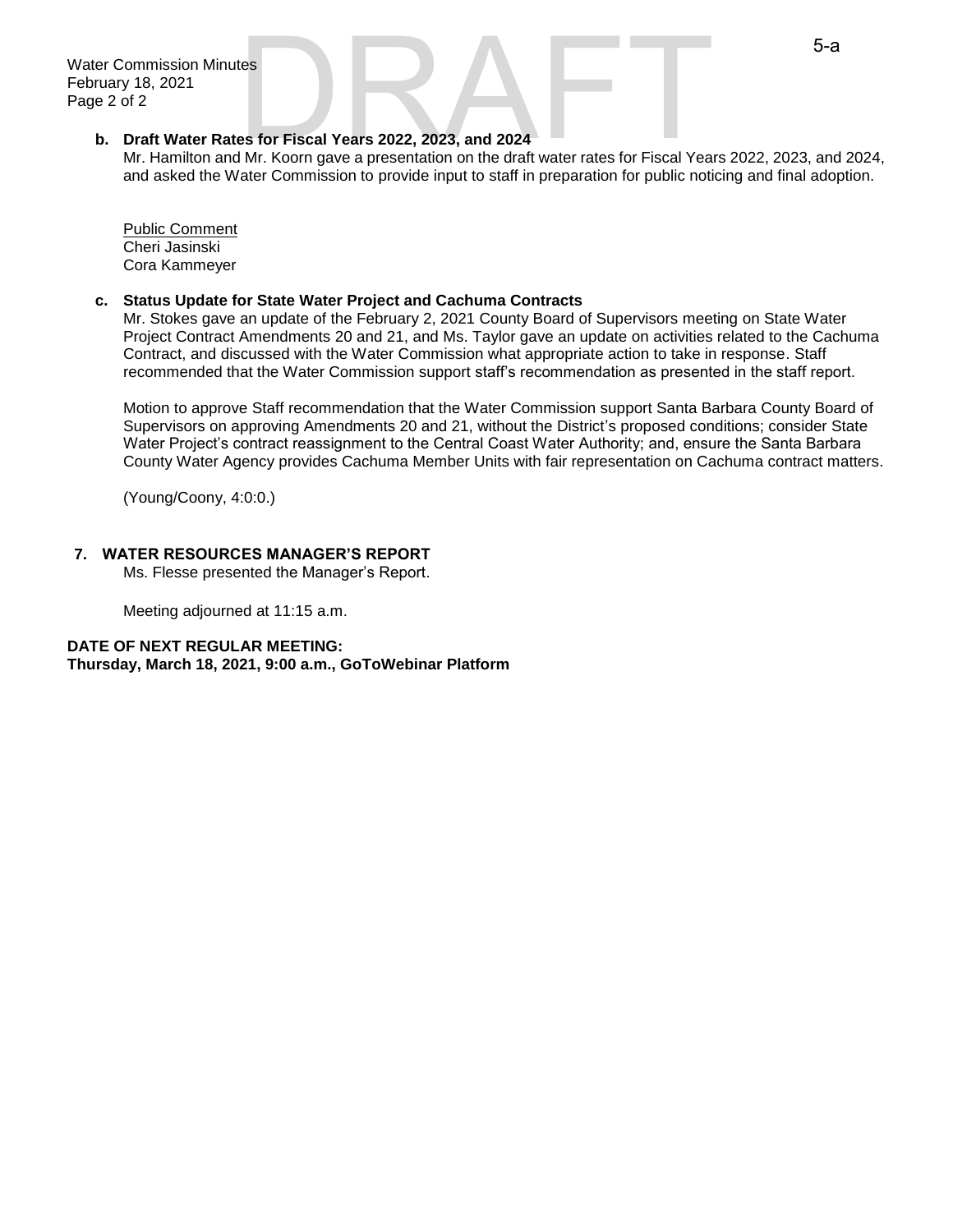**b. Draft Water Rates for Fiscal Years 2022, 2023, and 2024**

Mr. Hamilton and Mr. Koorn gave a presentation on the draft water rates for Fiscal Years 2022, 2023, and 2024, and asked the Water Commission to provide input to staff in preparation for public noticing and final adoption.

Public Comment
Cheri Jasinski
Cora Kammeyer

**c. Status Update for State Water Project and Cachuma Contracts**

Mr. Stokes gave an update of the February 2, 2021 County Board of Supervisors meeting on State Water Project Contract Amendments 20 and 21, and Ms. Taylor gave an update on activities related to the Cachuma Contract, and discussed with the Water Commission what appropriate action to take in response. Staff recommended that the Water Commission support staff's recommendation as presented in the staff report.

Motion to approve Staff recommendation that the Water Commission support Santa Barbara County Board of Supervisors on approving Amendments 20 and 21, without the District's proposed conditions; consider State Water Project's contract reassignment to the Central Coast Water Authority; and, ensure the Santa Barbara County Water Agency provides Cachuma Member Units with fair representation on Cachuma contract matters.

(Young/Coony, 4:0:0.)

## 7. WATER RESOURCES MANAGER'S REPORT

Ms. Flesse presented the Manager's Report.

Meeting adjourned at 11:15 a.m.

**DATE OF NEXT REGULAR MEETING:**
**Thursday, March 18, 2021, 9:00 a.m., GoToWebinar Platform**